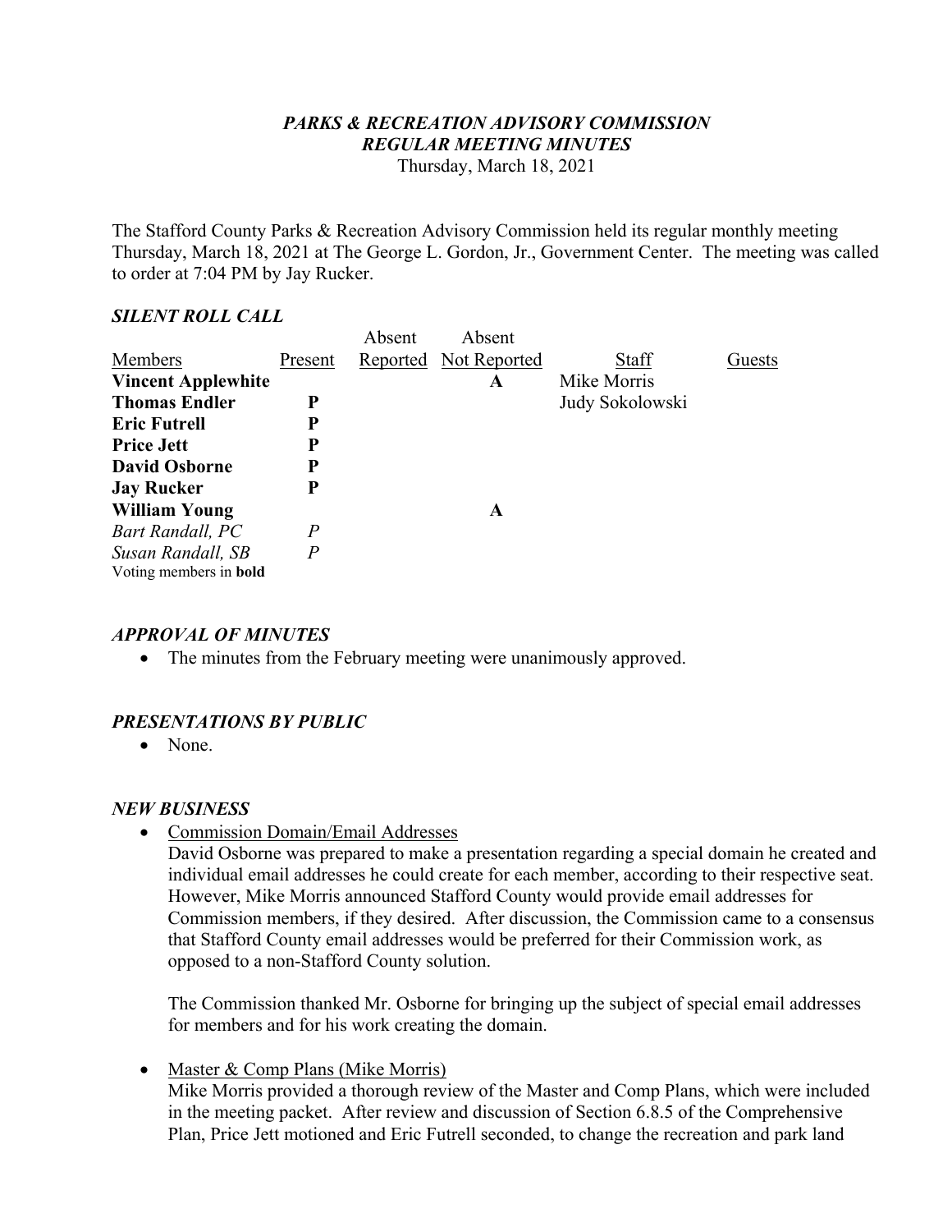***PARKS & RECREATION ADVISORY COMMISSION***
***REGULAR MEETING MINUTES***
Thursday, March 18, 2021

The Stafford County Parks & Recreation Advisory Commission held its regular monthly meeting Thursday, March 18, 2021 at The George L. Gordon, Jr., Government Center. The meeting was called to order at 7:04 PM by Jay Rucker.

### *SILENT ROLL CALL*

| Members | Present | Absent Reported | Absent Not Reported | Staff | Guests |
|---|---|---|---|---|---|
| **Vincent Applewhite** | | | **A** | Mike Morris | |
| **Thomas Endler** | **P** | | | Judy Sokolowski | |
| **Eric Futrell** | **P** | | | | |
| **Price Jett** | **P** | | | | |
| **David Osborne** | **P** | | | | |
| **Jay Rucker** | **P** | | | | |
| **William Young** | | | **A** | | |
| *Bart Randall, PC* | *P* | | | | |
| *Susan Randall, SB* | *P* | | | | |

Voting members in **bold**

### *APPROVAL OF MINUTES*

- The minutes from the February meeting were unanimously approved.

### *PRESENTATIONS BY PUBLIC*

- None.

### *NEW BUSINESS*

- Commission Domain/Email Addresses
  David Osborne was prepared to make a presentation regarding a special domain he created and individual email addresses he could create for each member, according to their respective seat. However, Mike Morris announced Stafford County would provide email addresses for Commission members, if they desired. After discussion, the Commission came to a consensus that Stafford County email addresses would be preferred for their Commission work, as opposed to a non-Stafford County solution.

  The Commission thanked Mr. Osborne for bringing up the subject of special email addresses for members and for his work creating the domain.

- Master & Comp Plans (Mike Morris)
  Mike Morris provided a thorough review of the Master and Comp Plans, which were included in the meeting packet. After review and discussion of Section 6.8.5 of the Comprehensive Plan, Price Jett motioned and Eric Futrell seconded, to change the recreation and park land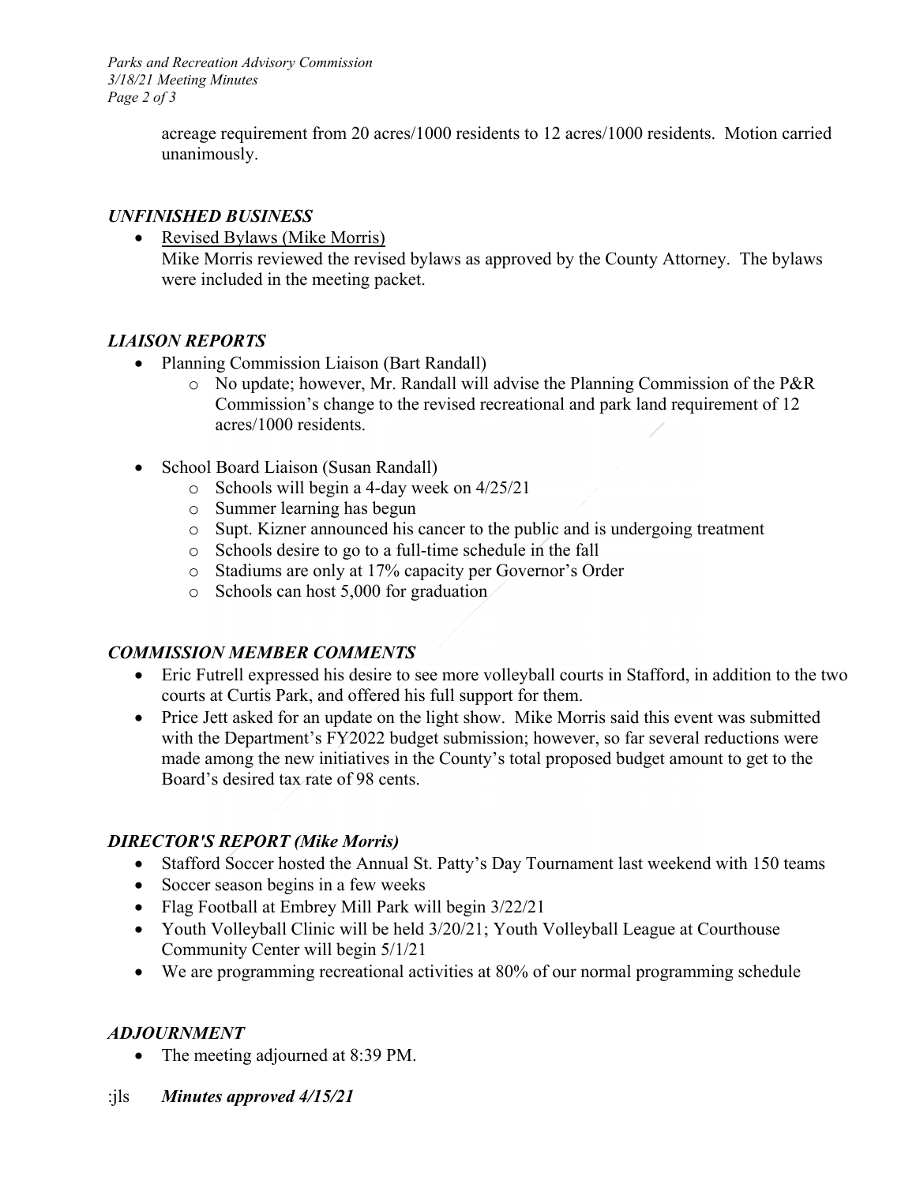acreage requirement from 20 acres/1000 residents to 12 acres/1000 residents. Motion carried unanimously.

### *UNFINISHED BUSINESS*

- Revised Bylaws (Mike Morris)
  Mike Morris reviewed the revised bylaws as approved by the County Attorney. The bylaws were included in the meeting packet.

### *LIAISON REPORTS*

- Planning Commission Liaison (Bart Randall)
  - No update; however, Mr. Randall will advise the Planning Commission of the P&R Commission's change to the revised recreational and park land requirement of 12 acres/1000 residents.
- School Board Liaison (Susan Randall)
  - Schools will begin a 4-day week on 4/25/21
  - Summer learning has begun
  - Supt. Kizner announced his cancer to the public and is undergoing treatment
  - Schools desire to go to a full-time schedule in the fall
  - Stadiums are only at 17% capacity per Governor's Order
  - Schools can host 5,000 for graduation

### *COMMISSION MEMBER COMMENTS*

- Eric Futrell expressed his desire to see more volleyball courts in Stafford, in addition to the two courts at Curtis Park, and offered his full support for them.
- Price Jett asked for an update on the light show. Mike Morris said this event was submitted with the Department's FY2022 budget submission; however, so far several reductions were made among the new initiatives in the County's total proposed budget amount to get to the Board's desired tax rate of 98 cents.

### *DIRECTOR'S REPORT (Mike Morris)*

- Stafford Soccer hosted the Annual St. Patty's Day Tournament last weekend with 150 teams
- Soccer season begins in a few weeks
- Flag Football at Embrey Mill Park will begin 3/22/21
- Youth Volleyball Clinic will be held 3/20/21; Youth Volleyball League at Courthouse Community Center will begin 5/1/21
- We are programming recreational activities at 80% of our normal programming schedule

### *ADJOURNMENT*

- The meeting adjourned at 8:39 PM.

:jls ***Minutes approved 4/15/21***